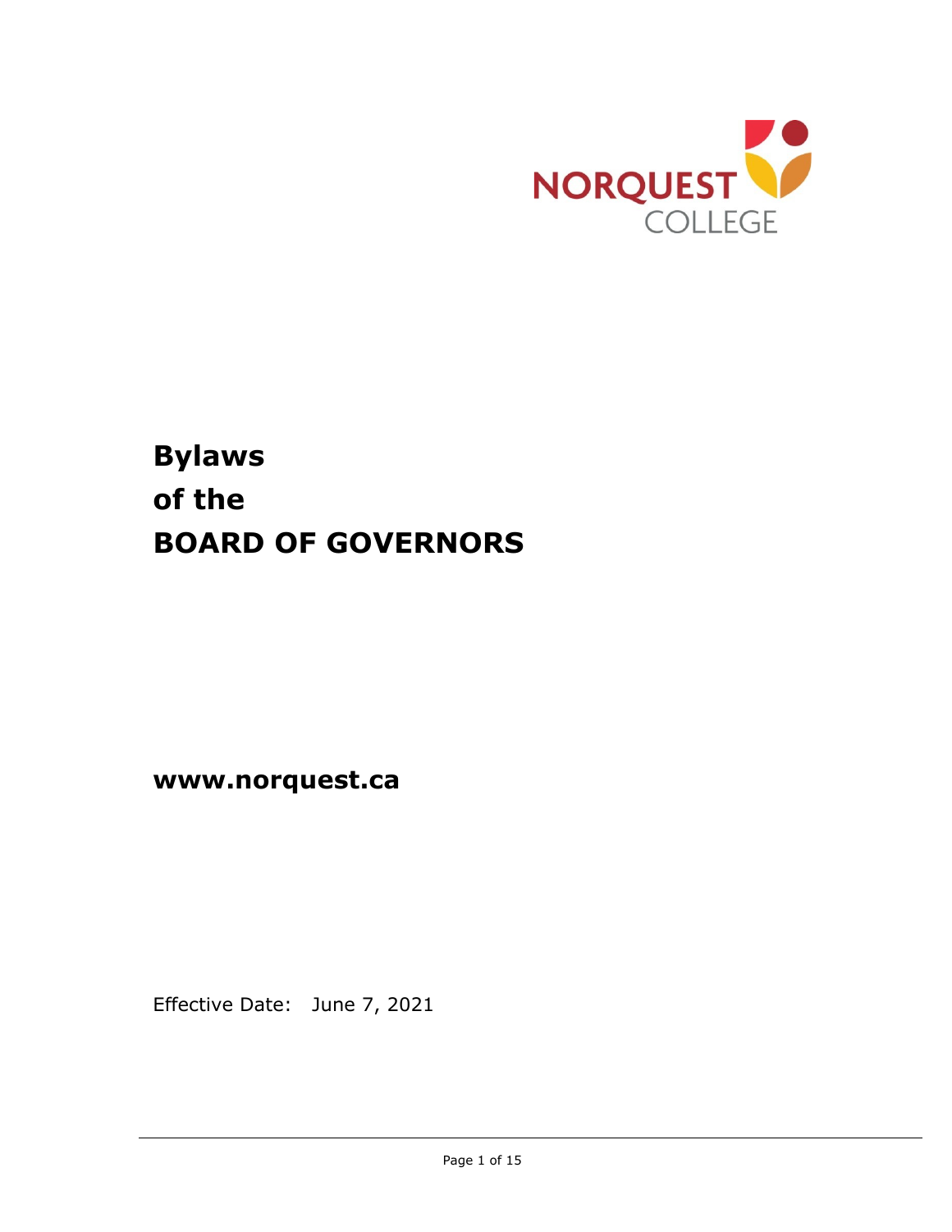NORQUEST COLLEGE

# Bylaws of the BOARD OF GOVERNORS

**www.norquest.ca**

Effective Date: June 7, 2021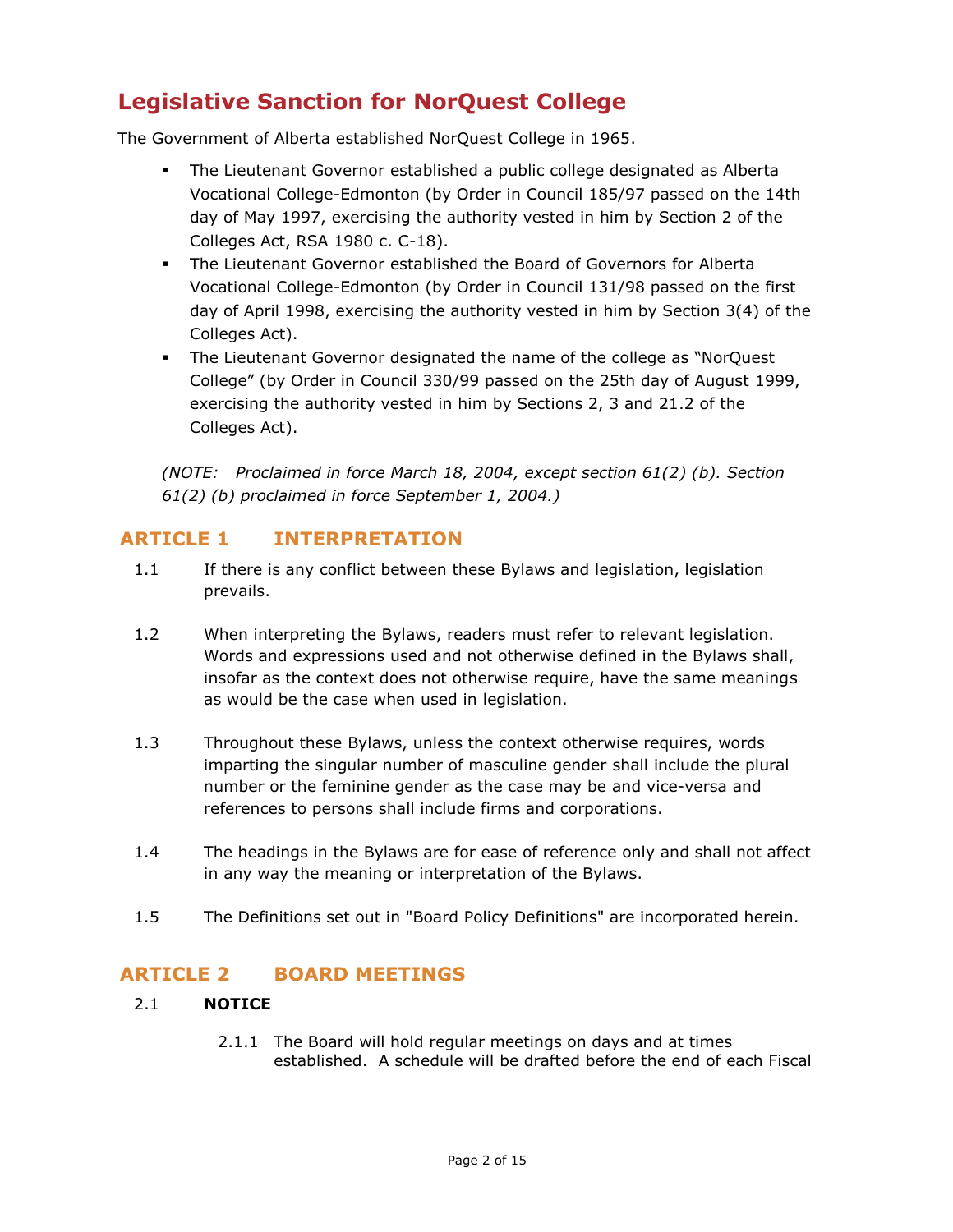# Legislative Sanction for NorQuest College

The Government of Alberta established NorQuest College in 1965.

- The Lieutenant Governor established a public college designated as Alberta Vocational College-Edmonton (by Order in Council 185/97 passed on the 14th day of May 1997, exercising the authority vested in him by Section 2 of the Colleges Act, RSA 1980 c. C-18).
- The Lieutenant Governor established the Board of Governors for Alberta Vocational College-Edmonton (by Order in Council 131/98 passed on the first day of April 1998, exercising the authority vested in him by Section 3(4) of the Colleges Act).
- The Lieutenant Governor designated the name of the college as "NorQuest College" (by Order in Council 330/99 passed on the 25th day of August 1999, exercising the authority vested in him by Sections 2, 3 and 21.2 of the Colleges Act).

*(NOTE: Proclaimed in force March 18, 2004, except section 61(2) (b). Section 61(2) (b) proclaimed in force September 1, 2004.)*

## ARTICLE 1 INTERPRETATION

1.1 If there is any conflict between these Bylaws and legislation, legislation prevails.

1.2 When interpreting the Bylaws, readers must refer to relevant legislation. Words and expressions used and not otherwise defined in the Bylaws shall, insofar as the context does not otherwise require, have the same meanings as would be the case when used in legislation.

1.3 Throughout these Bylaws, unless the context otherwise requires, words imparting the singular number of masculine gender shall include the plural number or the feminine gender as the case may be and vice-versa and references to persons shall include firms and corporations.

1.4 The headings in the Bylaws are for ease of reference only and shall not affect in any way the meaning or interpretation of the Bylaws.

1.5 The Definitions set out in "Board Policy Definitions" are incorporated herein.

## ARTICLE 2 BOARD MEETINGS

2.1 **NOTICE**

2.1.1 The Board will hold regular meetings on days and at times established. A schedule will be drafted before the end of each Fiscal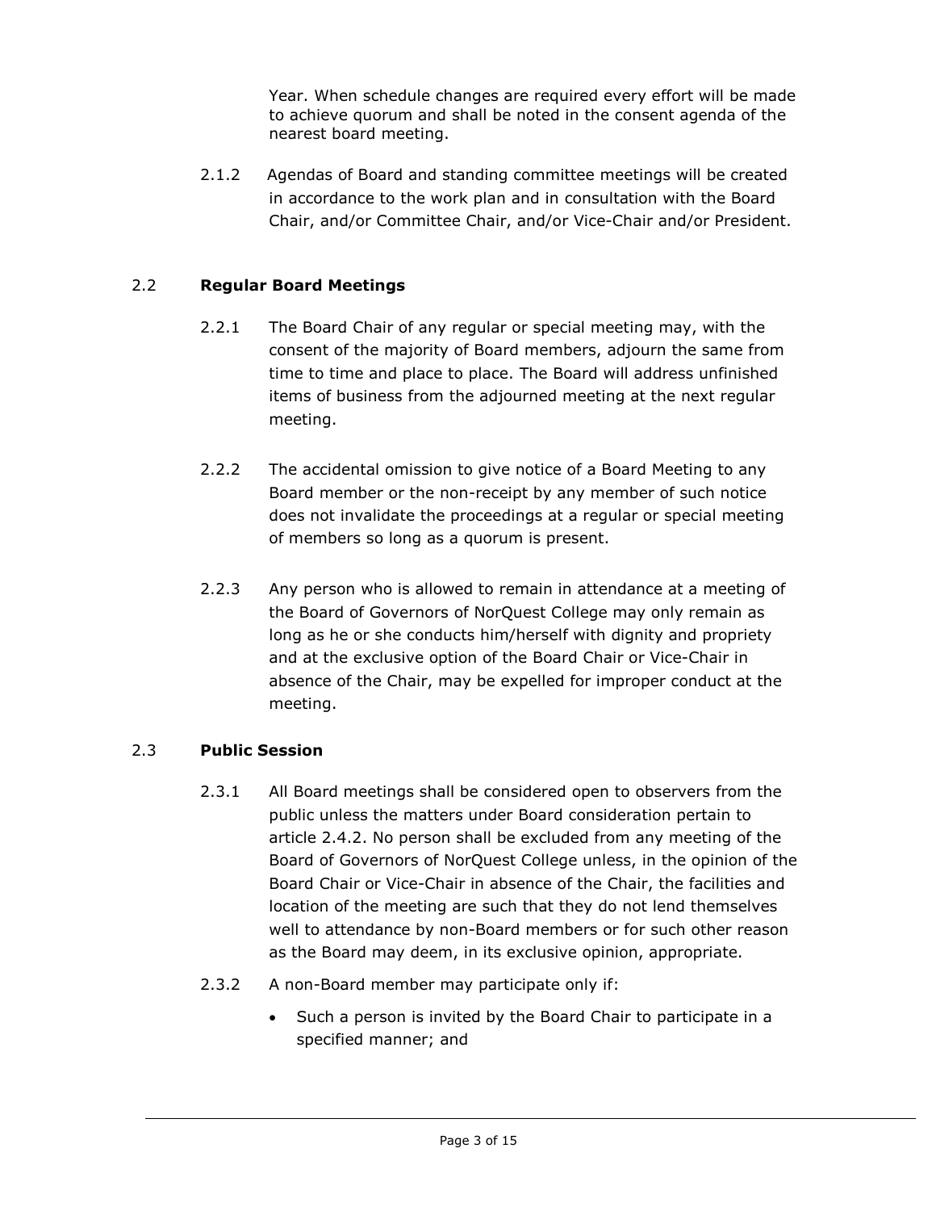Year. When schedule changes are required every effort will be made to achieve quorum and shall be noted in the consent agenda of the nearest board meeting.

2.1.2 Agendas of Board and standing committee meetings will be created in accordance to the work plan and in consultation with the Board Chair, and/or Committee Chair, and/or Vice-Chair and/or President.

2.2 **Regular Board Meetings**

2.2.1 The Board Chair of any regular or special meeting may, with the consent of the majority of Board members, adjourn the same from time to time and place to place. The Board will address unfinished items of business from the adjourned meeting at the next regular meeting.

2.2.2 The accidental omission to give notice of a Board Meeting to any Board member or the non-receipt by any member of such notice does not invalidate the proceedings at a regular or special meeting of members so long as a quorum is present.

2.2.3 Any person who is allowed to remain in attendance at a meeting of the Board of Governors of NorQuest College may only remain as long as he or she conducts him/herself with dignity and propriety and at the exclusive option of the Board Chair or Vice-Chair in absence of the Chair, may be expelled for improper conduct at the meeting.

2.3 **Public Session**

2.3.1 All Board meetings shall be considered open to observers from the public unless the matters under Board consideration pertain to article 2.4.2. No person shall be excluded from any meeting of the Board of Governors of NorQuest College unless, in the opinion of the Board Chair or Vice-Chair in absence of the Chair, the facilities and location of the meeting are such that they do not lend themselves well to attendance by non-Board members or for such other reason as the Board may deem, in its exclusive opinion, appropriate.

2.3.2 A non-Board member may participate only if:

- Such a person is invited by the Board Chair to participate in a specified manner; and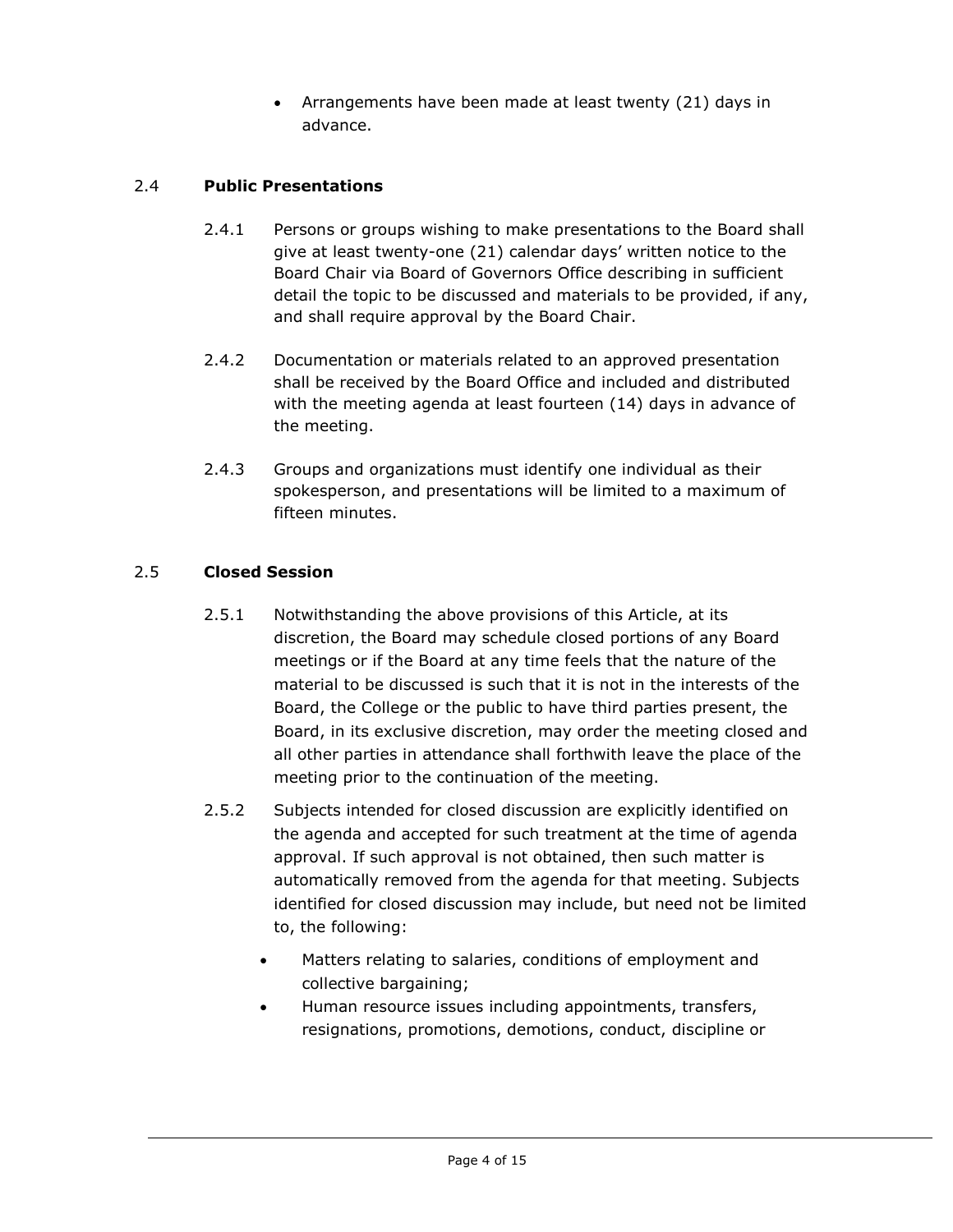- Arrangements have been made at least twenty (21) days in advance.

### 2.4 **Public Presentations**

2.4.1 Persons or groups wishing to make presentations to the Board shall give at least twenty-one (21) calendar days' written notice to the Board Chair via Board of Governors Office describing in sufficient detail the topic to be discussed and materials to be provided, if any, and shall require approval by the Board Chair.

2.4.2 Documentation or materials related to an approved presentation shall be received by the Board Office and included and distributed with the meeting agenda at least fourteen (14) days in advance of the meeting.

2.4.3 Groups and organizations must identify one individual as their spokesperson, and presentations will be limited to a maximum of fifteen minutes.

### 2.5 **Closed Session**

2.5.1 Notwithstanding the above provisions of this Article, at its discretion, the Board may schedule closed portions of any Board meetings or if the Board at any time feels that the nature of the material to be discussed is such that it is not in the interests of the Board, the College or the public to have third parties present, the Board, in its exclusive discretion, may order the meeting closed and all other parties in attendance shall forthwith leave the place of the meeting prior to the continuation of the meeting.

2.5.2 Subjects intended for closed discussion are explicitly identified on the agenda and accepted for such treatment at the time of agenda approval. If such approval is not obtained, then such matter is automatically removed from the agenda for that meeting. Subjects identified for closed discussion may include, but need not be limited to, the following:

- Matters relating to salaries, conditions of employment and collective bargaining;
- Human resource issues including appointments, transfers, resignations, promotions, demotions, conduct, discipline or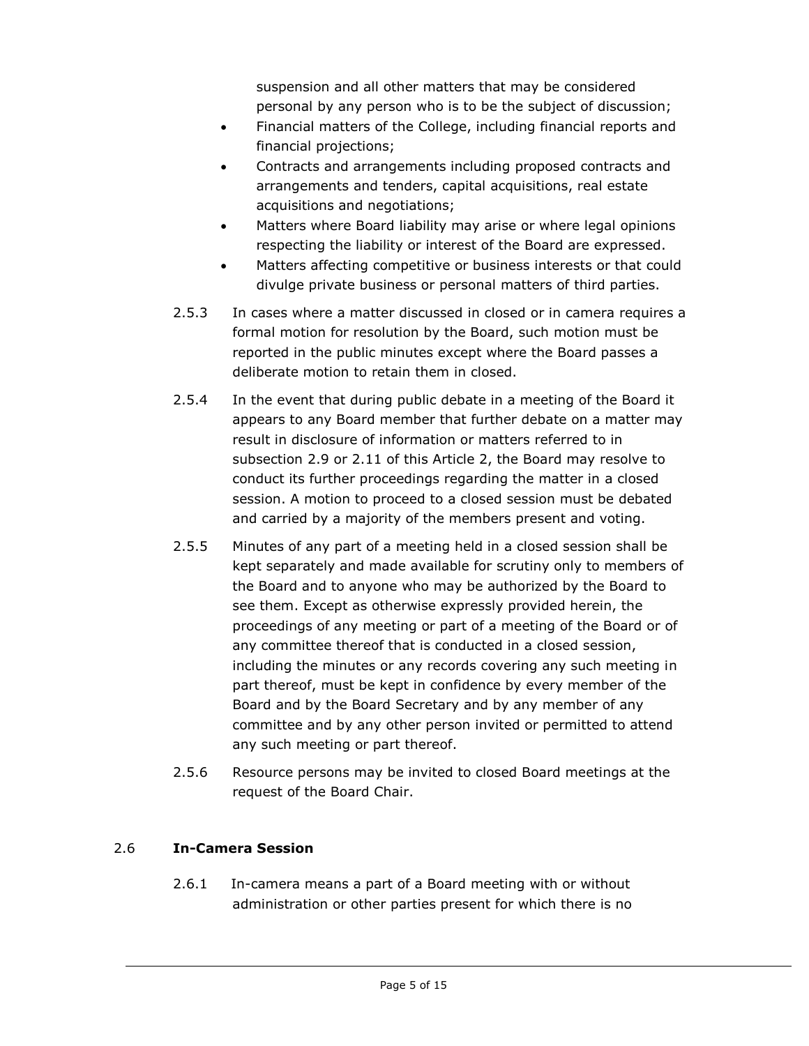suspension and all other matters that may be considered personal by any person who is to be the subject of discussion;

- Financial matters of the College, including financial reports and financial projections;
- Contracts and arrangements including proposed contracts and arrangements and tenders, capital acquisitions, real estate acquisitions and negotiations;
- Matters where Board liability may arise or where legal opinions respecting the liability or interest of the Board are expressed.
- Matters affecting competitive or business interests or that could divulge private business or personal matters of third parties.

2.5.3 In cases where a matter discussed in closed or in camera requires a formal motion for resolution by the Board, such motion must be reported in the public minutes except where the Board passes a deliberate motion to retain them in closed.

2.5.4 In the event that during public debate in a meeting of the Board it appears to any Board member that further debate on a matter may result in disclosure of information or matters referred to in subsection 2.9 or 2.11 of this Article 2, the Board may resolve to conduct its further proceedings regarding the matter in a closed session. A motion to proceed to a closed session must be debated and carried by a majority of the members present and voting.

2.5.5 Minutes of any part of a meeting held in a closed session shall be kept separately and made available for scrutiny only to members of the Board and to anyone who may be authorized by the Board to see them. Except as otherwise expressly provided herein, the proceedings of any meeting or part of a meeting of the Board or of any committee thereof that is conducted in a closed session, including the minutes or any records covering any such meeting in part thereof, must be kept in confidence by every member of the Board and by the Board Secretary and by any member of any committee and by any other person invited or permitted to attend any such meeting or part thereof.

2.5.6 Resource persons may be invited to closed Board meetings at the request of the Board Chair.

### 2.6 In-Camera Session

2.6.1 In-camera means a part of a Board meeting with or without administration or other parties present for which there is no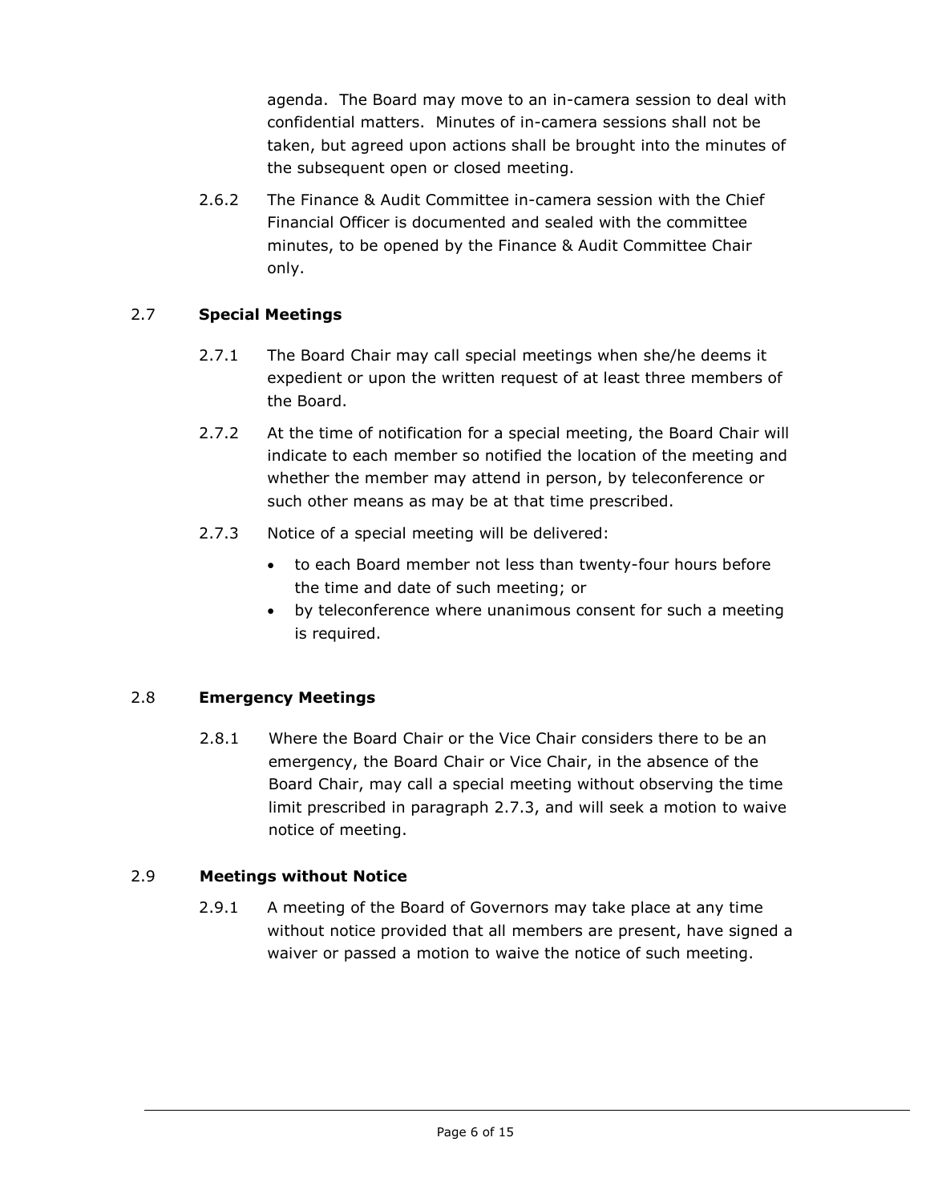agenda. The Board may move to an in-camera session to deal with confidential matters. Minutes of in-camera sessions shall not be taken, but agreed upon actions shall be brought into the minutes of the subsequent open or closed meeting.

2.6.2 The Finance & Audit Committee in-camera session with the Chief Financial Officer is documented and sealed with the committee minutes, to be opened by the Finance & Audit Committee Chair only.

## 2.7 **Special Meetings**

2.7.1 The Board Chair may call special meetings when she/he deems it expedient or upon the written request of at least three members of the Board.

2.7.2 At the time of notification for a special meeting, the Board Chair will indicate to each member so notified the location of the meeting and whether the member may attend in person, by teleconference or such other means as may be at that time prescribed.

2.7.3 Notice of a special meeting will be delivered:

- to each Board member not less than twenty-four hours before the time and date of such meeting; or
- by teleconference where unanimous consent for such a meeting is required.

## 2.8 **Emergency Meetings**

2.8.1 Where the Board Chair or the Vice Chair considers there to be an emergency, the Board Chair or Vice Chair, in the absence of the Board Chair, may call a special meeting without observing the time limit prescribed in paragraph 2.7.3, and will seek a motion to waive notice of meeting.

## 2.9 **Meetings without Notice**

2.9.1 A meeting of the Board of Governors may take place at any time without notice provided that all members are present, have signed a waiver or passed a motion to waive the notice of such meeting.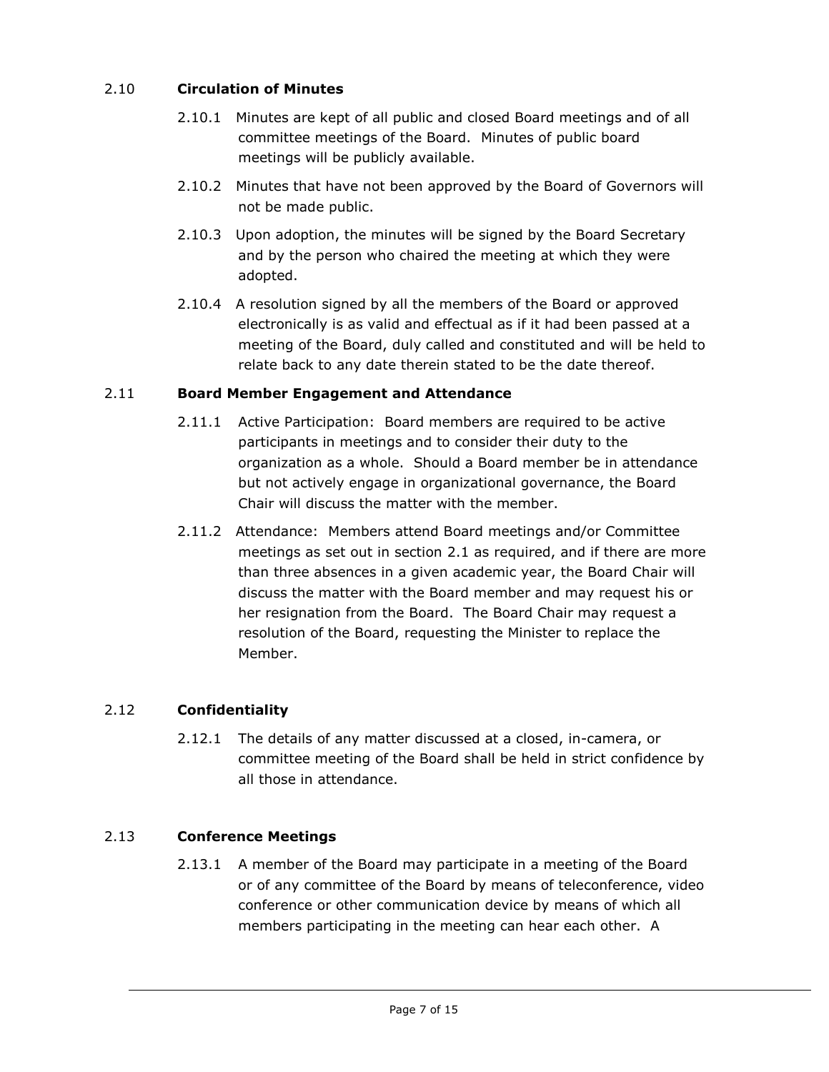### 2.10 **Circulation of Minutes**

2.10.1 Minutes are kept of all public and closed Board meetings and of all committee meetings of the Board. Minutes of public board meetings will be publicly available.

2.10.2 Minutes that have not been approved by the Board of Governors will not be made public.

2.10.3 Upon adoption, the minutes will be signed by the Board Secretary and by the person who chaired the meeting at which they were adopted.

2.10.4 A resolution signed by all the members of the Board or approved electronically is as valid and effectual as if it had been passed at a meeting of the Board, duly called and constituted and will be held to relate back to any date therein stated to be the date thereof.

### 2.11 **Board Member Engagement and Attendance**

2.11.1 Active Participation: Board members are required to be active participants in meetings and to consider their duty to the organization as a whole. Should a Board member be in attendance but not actively engage in organizational governance, the Board Chair will discuss the matter with the member.

2.11.2 Attendance: Members attend Board meetings and/or Committee meetings as set out in section 2.1 as required, and if there are more than three absences in a given academic year, the Board Chair will discuss the matter with the Board member and may request his or her resignation from the Board. The Board Chair may request a resolution of the Board, requesting the Minister to replace the Member.

### 2.12 **Confidentiality**

2.12.1 The details of any matter discussed at a closed, in-camera, or committee meeting of the Board shall be held in strict confidence by all those in attendance.

### 2.13 **Conference Meetings**

2.13.1 A member of the Board may participate in a meeting of the Board or of any committee of the Board by means of teleconference, video conference or other communication device by means of which all members participating in the meeting can hear each other. A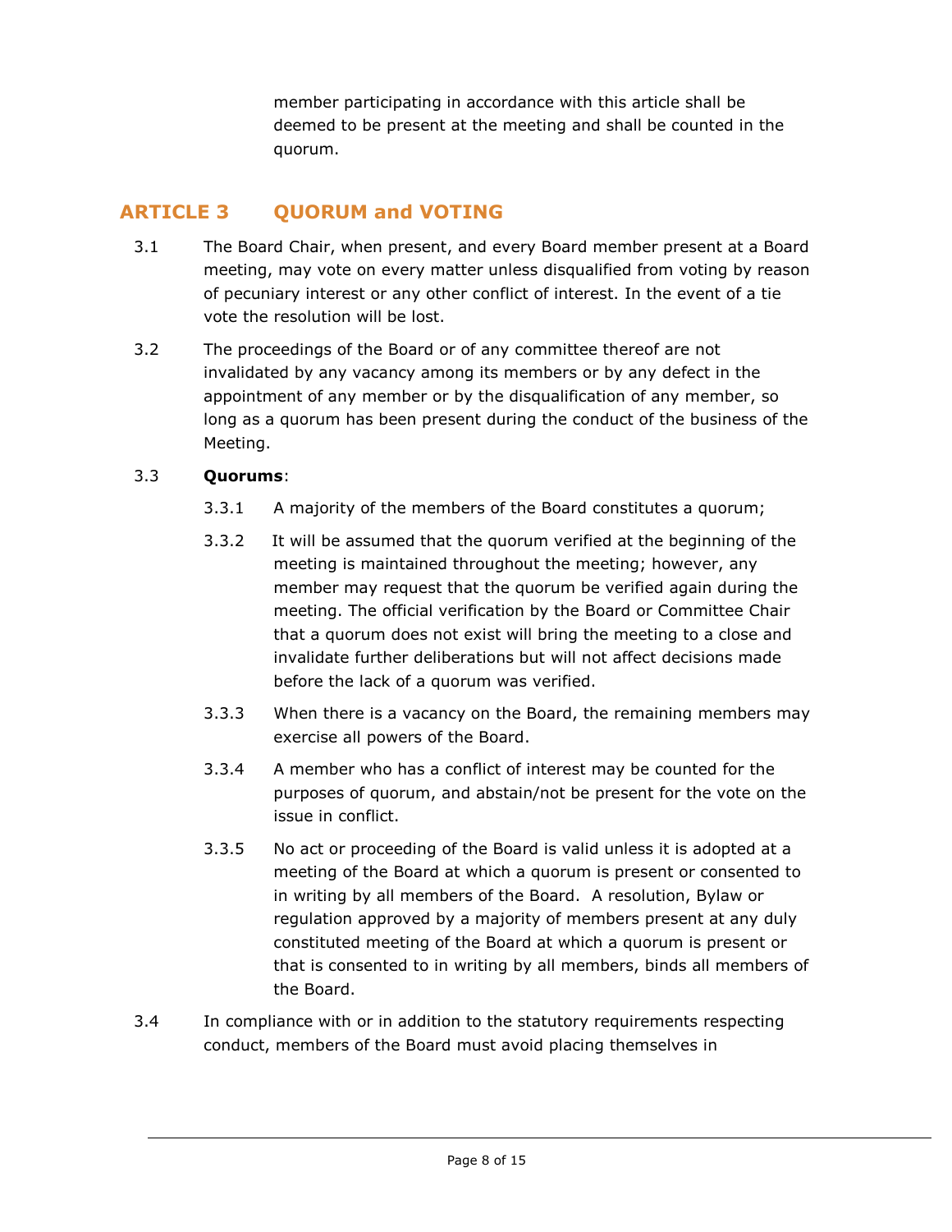member participating in accordance with this article shall be deemed to be present at the meeting and shall be counted in the quorum.

## ARTICLE 3 QUORUM and VOTING

3.1 The Board Chair, when present, and every Board member present at a Board meeting, may vote on every matter unless disqualified from voting by reason of pecuniary interest or any other conflict of interest. In the event of a tie vote the resolution will be lost.

3.2 The proceedings of the Board or of any committee thereof are not invalidated by any vacancy among its members or by any defect in the appointment of any member or by the disqualification of any member, so long as a quorum has been present during the conduct of the business of the Meeting.

3.3 **Quorums**:

3.3.1 A majority of the members of the Board constitutes a quorum;

3.3.2 It will be assumed that the quorum verified at the beginning of the meeting is maintained throughout the meeting; however, any member may request that the quorum be verified again during the meeting. The official verification by the Board or Committee Chair that a quorum does not exist will bring the meeting to a close and invalidate further deliberations but will not affect decisions made before the lack of a quorum was verified.

3.3.3 When there is a vacancy on the Board, the remaining members may exercise all powers of the Board.

3.3.4 A member who has a conflict of interest may be counted for the purposes of quorum, and abstain/not be present for the vote on the issue in conflict.

3.3.5 No act or proceeding of the Board is valid unless it is adopted at a meeting of the Board at which a quorum is present or consented to in writing by all members of the Board. A resolution, Bylaw or regulation approved by a majority of members present at any duly constituted meeting of the Board at which a quorum is present or that is consented to in writing by all members, binds all members of the Board.

3.4 In compliance with or in addition to the statutory requirements respecting conduct, members of the Board must avoid placing themselves in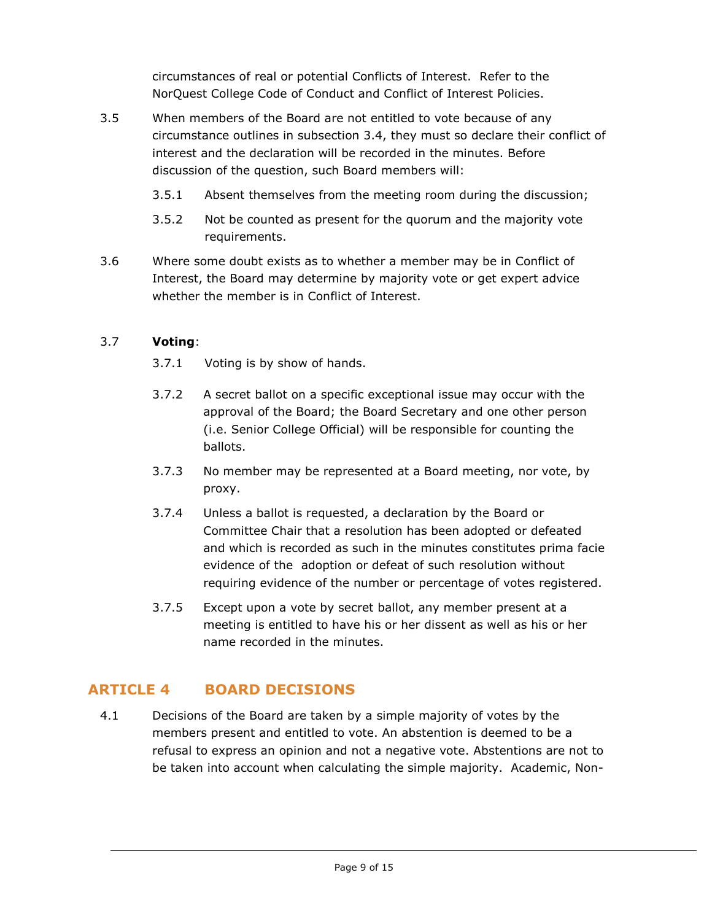circumstances of real or potential Conflicts of Interest. Refer to the NorQuest College Code of Conduct and Conflict of Interest Policies.

3.5 When members of the Board are not entitled to vote because of any circumstance outlines in subsection 3.4, they must so declare their conflict of interest and the declaration will be recorded in the minutes. Before discussion of the question, such Board members will:

3.5.1 Absent themselves from the meeting room during the discussion;

3.5.2 Not be counted as present for the quorum and the majority vote requirements.

3.6 Where some doubt exists as to whether a member may be in Conflict of Interest, the Board may determine by majority vote or get expert advice whether the member is in Conflict of Interest.

3.7 **Voting**:

3.7.1 Voting is by show of hands.

3.7.2 A secret ballot on a specific exceptional issue may occur with the approval of the Board; the Board Secretary and one other person (i.e. Senior College Official) will be responsible for counting the ballots.

3.7.3 No member may be represented at a Board meeting, nor vote, by proxy.

3.7.4 Unless a ballot is requested, a declaration by the Board or Committee Chair that a resolution has been adopted or defeated and which is recorded as such in the minutes constitutes prima facie evidence of the adoption or defeat of such resolution without requiring evidence of the number or percentage of votes registered.

3.7.5 Except upon a vote by secret ballot, any member present at a meeting is entitled to have his or her dissent as well as his or her name recorded in the minutes.

## ARTICLE 4 BOARD DECISIONS

4.1 Decisions of the Board are taken by a simple majority of votes by the members present and entitled to vote. An abstention is deemed to be a refusal to express an opinion and not a negative vote. Abstentions are not to be taken into account when calculating the simple majority. Academic, Non-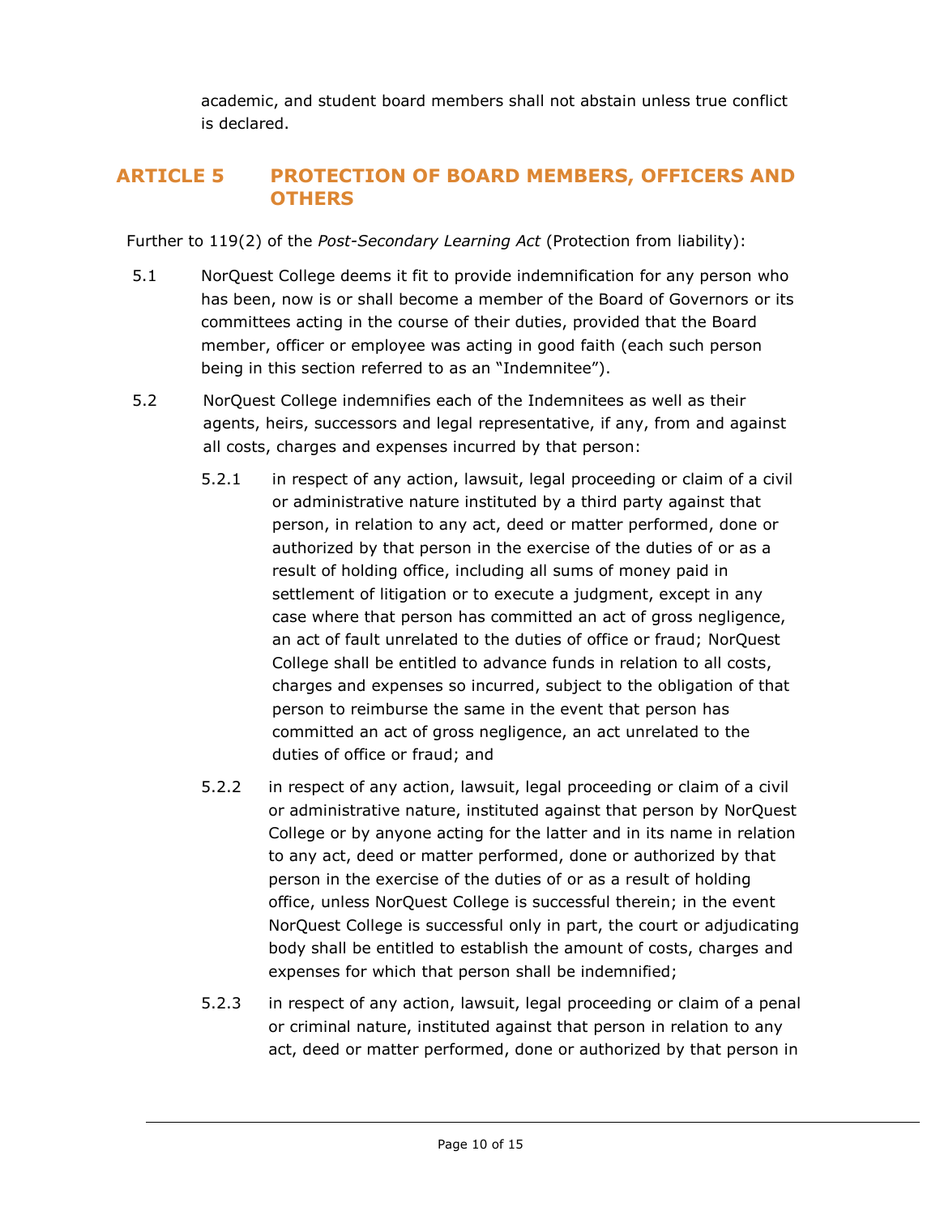academic, and student board members shall not abstain unless true conflict is declared.

## ARTICLE 5 PROTECTION OF BOARD MEMBERS, OFFICERS AND OTHERS

Further to 119(2) of the *Post-Secondary Learning Act* (Protection from liability):

5.1 NorQuest College deems it fit to provide indemnification for any person who has been, now is or shall become a member of the Board of Governors or its committees acting in the course of their duties, provided that the Board member, officer or employee was acting in good faith (each such person being in this section referred to as an "Indemnitee").

5.2 NorQuest College indemnifies each of the Indemnitees as well as their agents, heirs, successors and legal representative, if any, from and against all costs, charges and expenses incurred by that person:

5.2.1 in respect of any action, lawsuit, legal proceeding or claim of a civil or administrative nature instituted by a third party against that person, in relation to any act, deed or matter performed, done or authorized by that person in the exercise of the duties of or as a result of holding office, including all sums of money paid in settlement of litigation or to execute a judgment, except in any case where that person has committed an act of gross negligence, an act of fault unrelated to the duties of office or fraud; NorQuest College shall be entitled to advance funds in relation to all costs, charges and expenses so incurred, subject to the obligation of that person to reimburse the same in the event that person has committed an act of gross negligence, an act unrelated to the duties of office or fraud; and

5.2.2 in respect of any action, lawsuit, legal proceeding or claim of a civil or administrative nature, instituted against that person by NorQuest College or by anyone acting for the latter and in its name in relation to any act, deed or matter performed, done or authorized by that person in the exercise of the duties of or as a result of holding office, unless NorQuest College is successful therein; in the event NorQuest College is successful only in part, the court or adjudicating body shall be entitled to establish the amount of costs, charges and expenses for which that person shall be indemnified;

5.2.3 in respect of any action, lawsuit, legal proceeding or claim of a penal or criminal nature, instituted against that person in relation to any act, deed or matter performed, done or authorized by that person in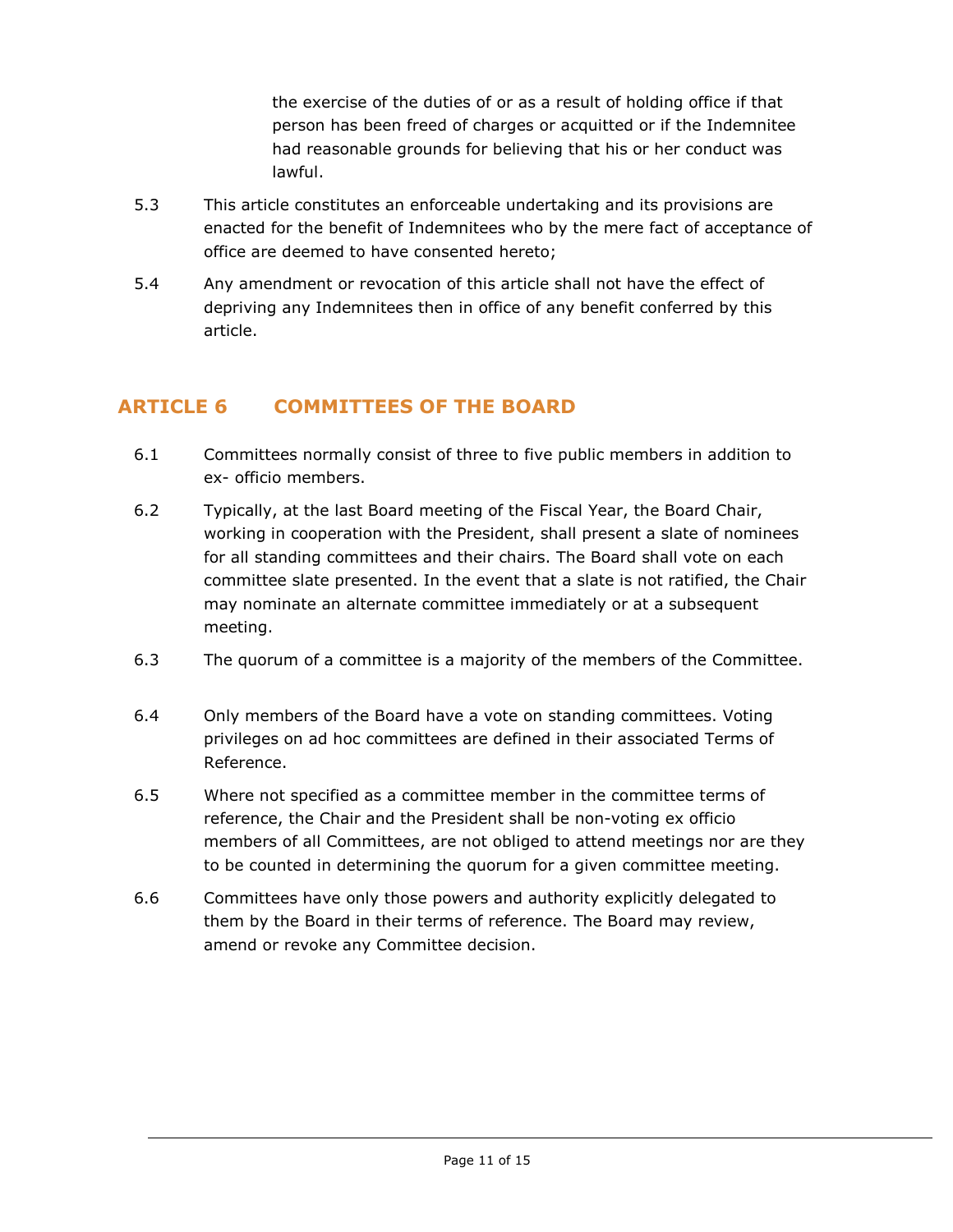the exercise of the duties of or as a result of holding office if that person has been freed of charges or acquitted or if the Indemnitee had reasonable grounds for believing that his or her conduct was lawful.

5.3 This article constitutes an enforceable undertaking and its provisions are enacted for the benefit of Indemnitees who by the mere fact of acceptance of office are deemed to have consented hereto;

5.4 Any amendment or revocation of this article shall not have the effect of depriving any Indemnitees then in office of any benefit conferred by this article.

## ARTICLE 6 COMMITTEES OF THE BOARD

6.1 Committees normally consist of three to five public members in addition to ex- officio members.

6.2 Typically, at the last Board meeting of the Fiscal Year, the Board Chair, working in cooperation with the President, shall present a slate of nominees for all standing committees and their chairs. The Board shall vote on each committee slate presented. In the event that a slate is not ratified, the Chair may nominate an alternate committee immediately or at a subsequent meeting.

6.3 The quorum of a committee is a majority of the members of the Committee.

6.4 Only members of the Board have a vote on standing committees. Voting privileges on ad hoc committees are defined in their associated Terms of Reference.

6.5 Where not specified as a committee member in the committee terms of reference, the Chair and the President shall be non-voting ex officio members of all Committees, are not obliged to attend meetings nor are they to be counted in determining the quorum for a given committee meeting.

6.6 Committees have only those powers and authority explicitly delegated to them by the Board in their terms of reference. The Board may review, amend or revoke any Committee decision.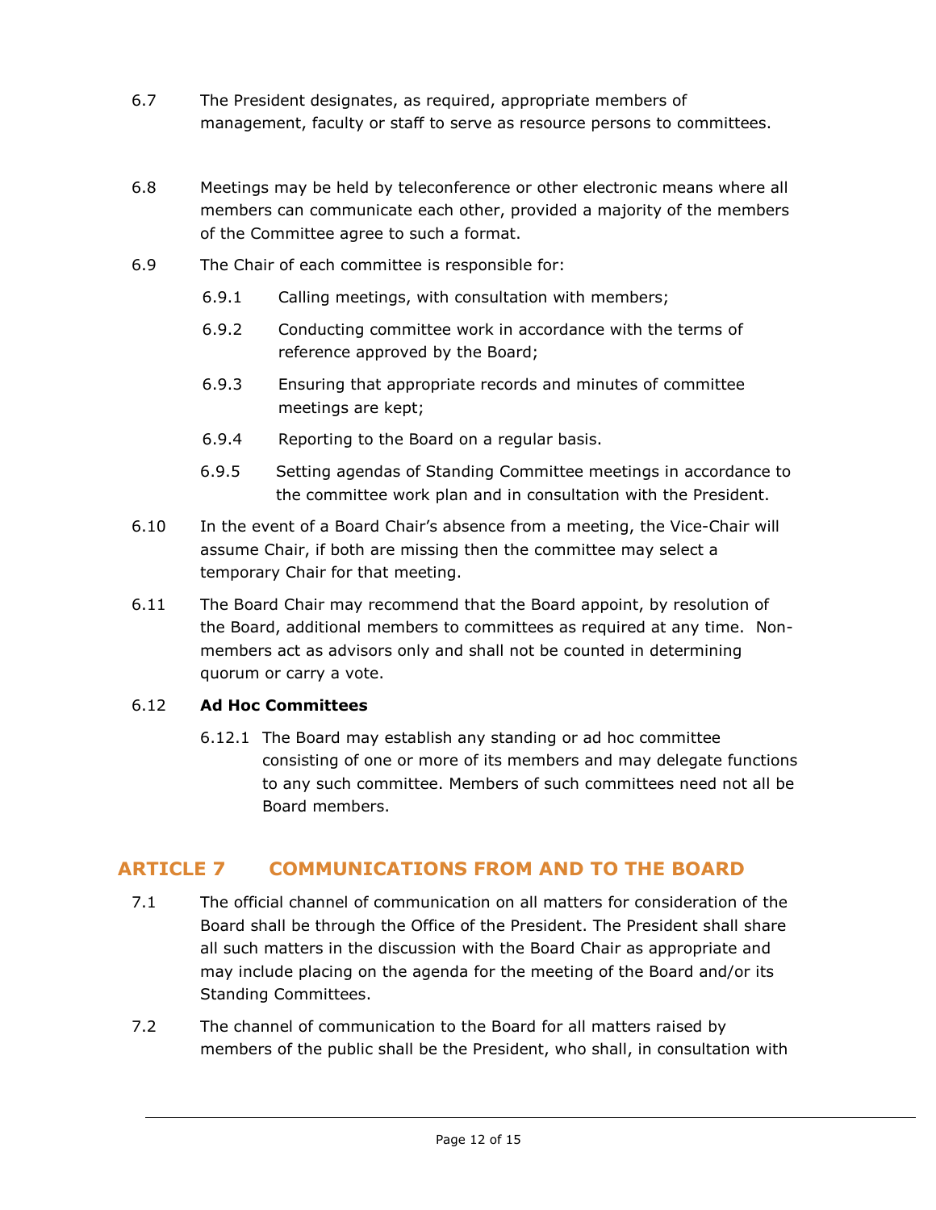6.7 The President designates, as required, appropriate members of management, faculty or staff to serve as resource persons to committees.

6.8 Meetings may be held by teleconference or other electronic means where all members can communicate each other, provided a majority of the members of the Committee agree to such a format.

6.9 The Chair of each committee is responsible for:

6.9.1 Calling meetings, with consultation with members;

6.9.2 Conducting committee work in accordance with the terms of reference approved by the Board;

6.9.3 Ensuring that appropriate records and minutes of committee meetings are kept;

6.9.4 Reporting to the Board on a regular basis.

6.9.5 Setting agendas of Standing Committee meetings in accordance to the committee work plan and in consultation with the President.

6.10 In the event of a Board Chair's absence from a meeting, the Vice-Chair will assume Chair, if both are missing then the committee may select a temporary Chair for that meeting.

6.11 The Board Chair may recommend that the Board appoint, by resolution of the Board, additional members to committees as required at any time. Non-members act as advisors only and shall not be counted in determining quorum or carry a vote.

6.12 **Ad Hoc Committees**

6.12.1 The Board may establish any standing or ad hoc committee consisting of one or more of its members and may delegate functions to any such committee. Members of such committees need not all be Board members.

## ARTICLE 7 COMMUNICATIONS FROM AND TO THE BOARD

7.1 The official channel of communication on all matters for consideration of the Board shall be through the Office of the President. The President shall share all such matters in the discussion with the Board Chair as appropriate and may include placing on the agenda for the meeting of the Board and/or its Standing Committees.

7.2 The channel of communication to the Board for all matters raised by members of the public shall be the President, who shall, in consultation with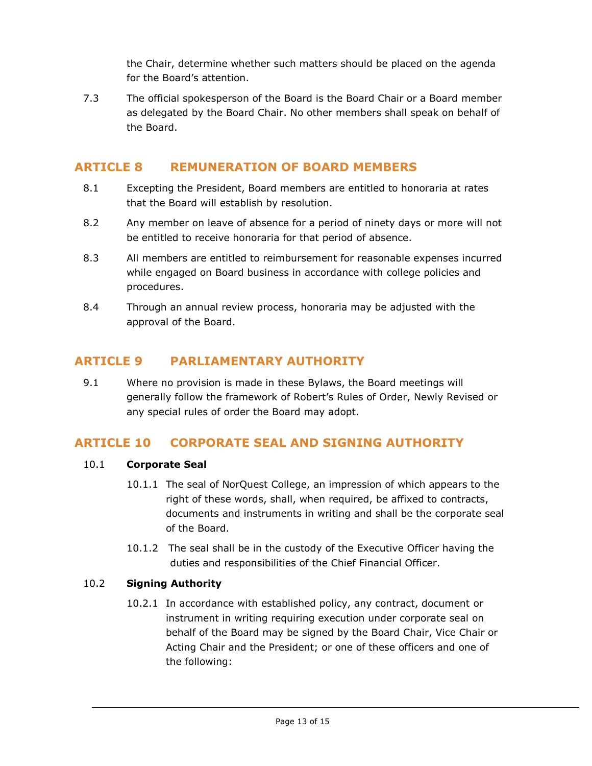the Chair, determine whether such matters should be placed on the agenda for the Board's attention.

7.3 The official spokesperson of the Board is the Board Chair or a Board member as delegated by the Board Chair. No other members shall speak on behalf of the Board.

## ARTICLE 8 REMUNERATION OF BOARD MEMBERS

8.1 Excepting the President, Board members are entitled to honoraria at rates that the Board will establish by resolution.

8.2 Any member on leave of absence for a period of ninety days or more will not be entitled to receive honoraria for that period of absence.

8.3 All members are entitled to reimbursement for reasonable expenses incurred while engaged on Board business in accordance with college policies and procedures.

8.4 Through an annual review process, honoraria may be adjusted with the approval of the Board.

## ARTICLE 9 PARLIAMENTARY AUTHORITY

9.1 Where no provision is made in these Bylaws, the Board meetings will generally follow the framework of Robert's Rules of Order, Newly Revised or any special rules of order the Board may adopt.

## ARTICLE 10 CORPORATE SEAL AND SIGNING AUTHORITY

10.1 **Corporate Seal**

10.1.1 The seal of NorQuest College, an impression of which appears to the right of these words, shall, when required, be affixed to contracts, documents and instruments in writing and shall be the corporate seal of the Board.

10.1.2 The seal shall be in the custody of the Executive Officer having the duties and responsibilities of the Chief Financial Officer.

10.2 **Signing Authority**

10.2.1 In accordance with established policy, any contract, document or instrument in writing requiring execution under corporate seal on behalf of the Board may be signed by the Board Chair, Vice Chair or Acting Chair and the President; or one of these officers and one of the following: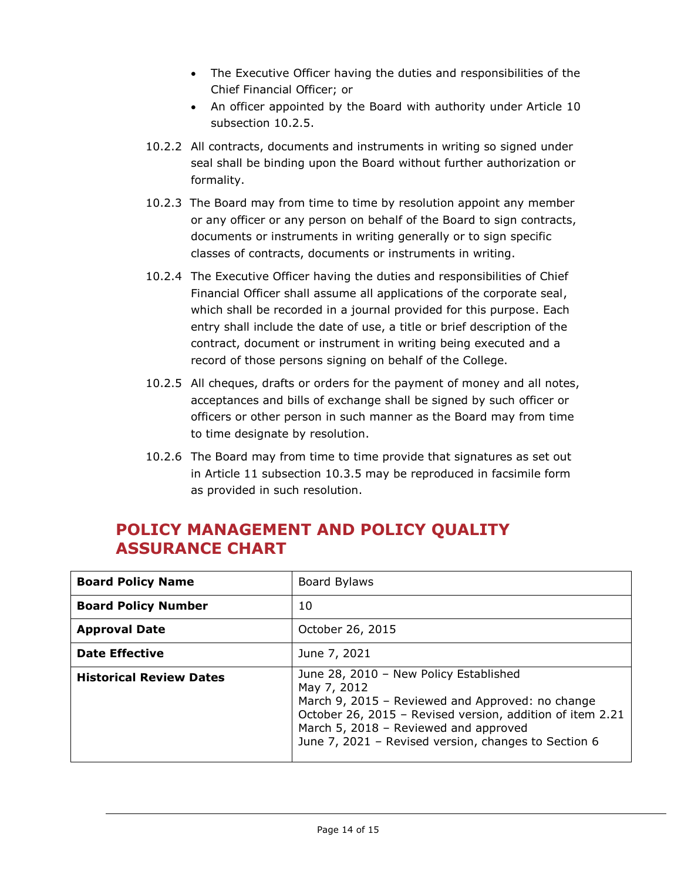- The Executive Officer having the duties and responsibilities of the Chief Financial Officer; or
- An officer appointed by the Board with authority under Article 10 subsection 10.2.5.

10.2.2 All contracts, documents and instruments in writing so signed under seal shall be binding upon the Board without further authorization or formality.

10.2.3 The Board may from time to time by resolution appoint any member or any officer or any person on behalf of the Board to sign contracts, documents or instruments in writing generally or to sign specific classes of contracts, documents or instruments in writing.

10.2.4 The Executive Officer having the duties and responsibilities of Chief Financial Officer shall assume all applications of the corporate seal, which shall be recorded in a journal provided for this purpose. Each entry shall include the date of use, a title or brief description of the contract, document or instrument in writing being executed and a record of those persons signing on behalf of the College.

10.2.5 All cheques, drafts or orders for the payment of money and all notes, acceptances and bills of exchange shall be signed by such officer or officers or other person in such manner as the Board may from time to time designate by resolution.

10.2.6 The Board may from time to time provide that signatures as set out in Article 11 subsection 10.3.5 may be reproduced in facsimile form as provided in such resolution.

## POLICY MANAGEMENT AND POLICY QUALITY ASSURANCE CHART

| **Board Policy Name** | Board Bylaws |
|---|---|
| **Board Policy Number** | 10 |
| **Approval Date** | October 26, 2015 |
| **Date Effective** | June 7, 2021 |
| **Historical Review Dates** | June 28, 2010 – New Policy Established<br>May 7, 2012<br>March 9, 2015 – Reviewed and Approved: no change<br>October 26, 2015 – Revised version, addition of item 2.21<br>March 5, 2018 – Reviewed and approved<br>June 7, 2021 – Revised version, changes to Section 6 |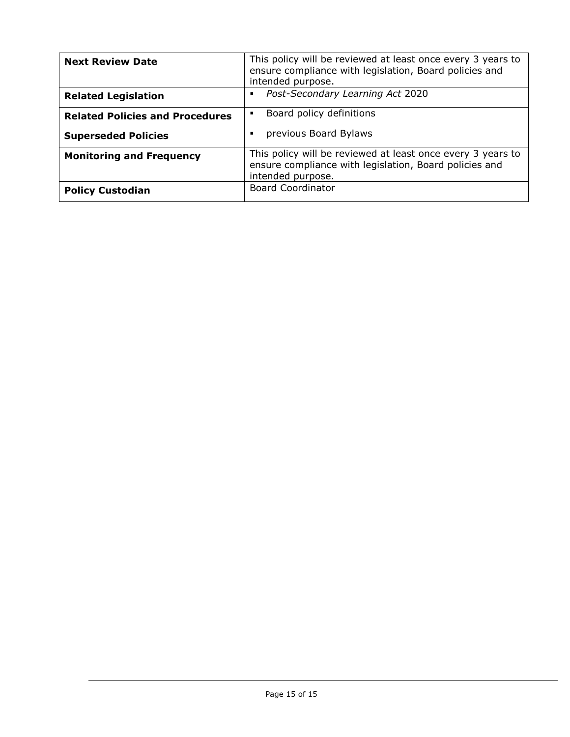| | |
|---|---|
| **Next Review Date** | This policy will be reviewed at least once every 3 years to ensure compliance with legislation, Board policies and intended purpose. |
| **Related Legislation** | ▪ *Post-Secondary Learning Act* 2020 |
| **Related Policies and Procedures** | ▪ Board policy definitions |
| **Superseded Policies** | ▪ previous Board Bylaws |
| **Monitoring and Frequency** | This policy will be reviewed at least once every 3 years to ensure compliance with legislation, Board policies and intended purpose. |
| **Policy Custodian** | Board Coordinator |